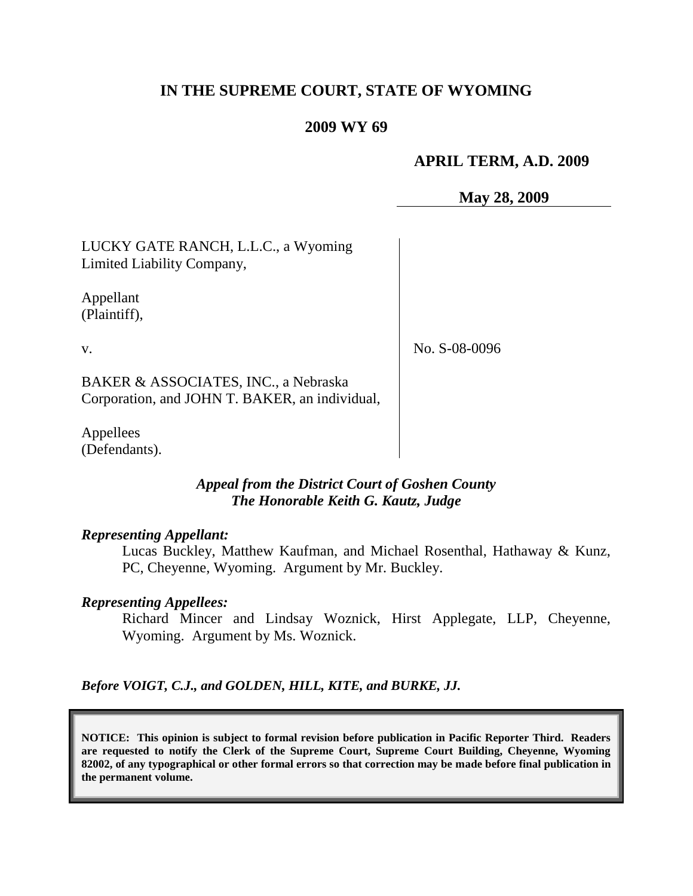# IN THE SUPREME COURT, STATE OF WYOMING

## 2009 WY 69

**APRIL TERM, A.D. 2009**

**May 28, 2009**

LUCKY GATE RANCH, L.L.C., a Wyoming Limited Liability Company,

Appellant (Plaintiff),

v.

BAKER & ASSOCIATES, INC., a Nebraska Corporation, and JOHN T. BAKER, an individual,

Appellees (Defendants).

No. S-08-0096

***Appeal from the District Court of Goshen County***
***The Honorable Keith G. Kautz, Judge***

***Representing Appellant:***

Lucas Buckley, Matthew Kaufman, and Michael Rosenthal, Hathaway & Kunz, PC, Cheyenne, Wyoming. Argument by Mr. Buckley.

***Representing Appellees:***

Richard Mincer and Lindsay Woznick, Hirst Applegate, LLP, Cheyenne, Wyoming. Argument by Ms. Woznick.

***Before VOIGT, C.J., and GOLDEN, HILL, KITE, and BURKE, JJ.***

**NOTICE: This opinion is subject to formal revision before publication in Pacific Reporter Third. Readers are requested to notify the Clerk of the Supreme Court, Supreme Court Building, Cheyenne, Wyoming 82002, of any typographical or other formal errors so that correction may be made before final publication in the permanent volume.**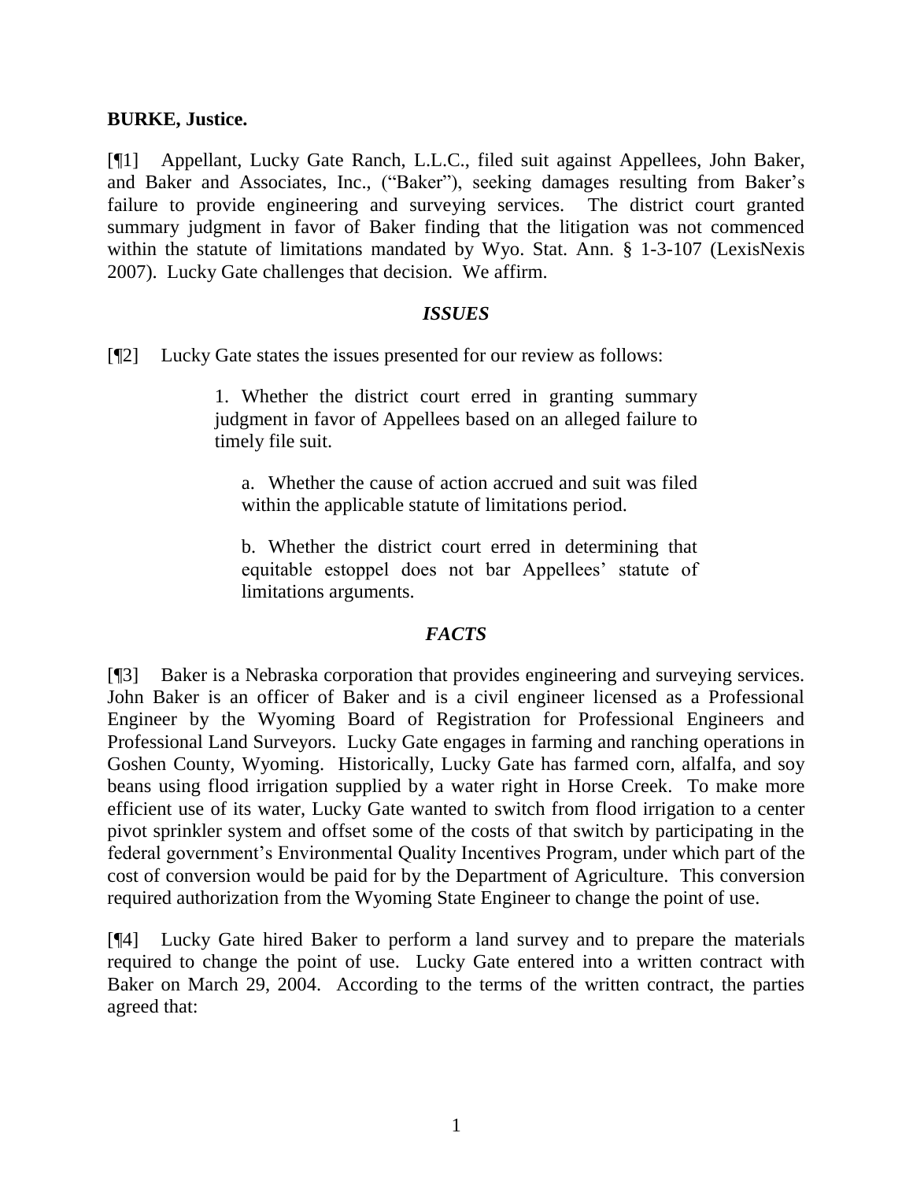**BURKE, Justice.**

[¶1] Appellant, Lucky Gate Ranch, L.L.C., filed suit against Appellees, John Baker, and Baker and Associates, Inc., ("Baker"), seeking damages resulting from Baker's failure to provide engineering and surveying services. The district court granted summary judgment in favor of Baker finding that the litigation was not commenced within the statute of limitations mandated by Wyo. Stat. Ann. § 1-3-107 (LexisNexis 2007). Lucky Gate challenges that decision. We affirm.

## *ISSUES*

[¶2] Lucky Gate states the issues presented for our review as follows:

> 1. Whether the district court erred in granting summary judgment in favor of Appellees based on an alleged failure to timely file suit.
>
> > a. Whether the cause of action accrued and suit was filed within the applicable statute of limitations period.
> >
> > b. Whether the district court erred in determining that equitable estoppel does not bar Appellees' statute of limitations arguments.

## *FACTS*

[¶3] Baker is a Nebraska corporation that provides engineering and surveying services. John Baker is an officer of Baker and is a civil engineer licensed as a Professional Engineer by the Wyoming Board of Registration for Professional Engineers and Professional Land Surveyors. Lucky Gate engages in farming and ranching operations in Goshen County, Wyoming. Historically, Lucky Gate has farmed corn, alfalfa, and soy beans using flood irrigation supplied by a water right in Horse Creek. To make more efficient use of its water, Lucky Gate wanted to switch from flood irrigation to a center pivot sprinkler system and offset some of the costs of that switch by participating in the federal government's Environmental Quality Incentives Program, under which part of the cost of conversion would be paid for by the Department of Agriculture. This conversion required authorization from the Wyoming State Engineer to change the point of use.

[¶4] Lucky Gate hired Baker to perform a land survey and to prepare the materials required to change the point of use. Lucky Gate entered into a written contract with Baker on March 29, 2004. According to the terms of the written contract, the parties agreed that: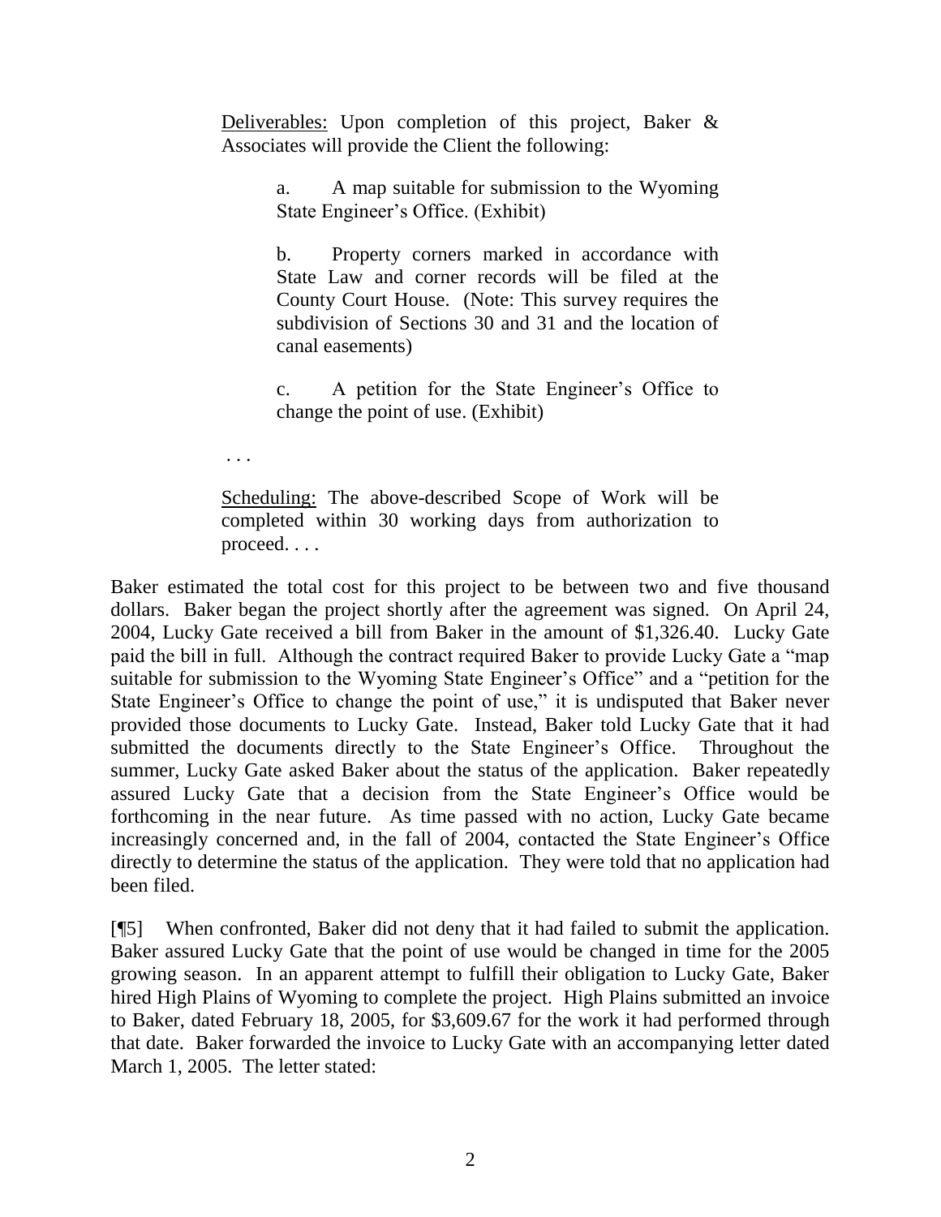> <u>Deliverables:</u> Upon completion of this project, Baker & Associates will provide the Client the following:
>
> > a. A map suitable for submission to the Wyoming State Engineer's Office. (Exhibit)
> >
> > b. Property corners marked in accordance with State Law and corner records will be filed at the County Court House. (Note: This survey requires the subdivision of Sections 30 and 31 and the location of canal easements)
> >
> > c. A petition for the State Engineer's Office to change the point of use. (Exhibit)
>
> . . .
>
> <u>Scheduling:</u> The above-described Scope of Work will be completed within 30 working days from authorization to proceed. . . .

Baker estimated the total cost for this project to be between two and five thousand dollars. Baker began the project shortly after the agreement was signed. On April 24, 2004, Lucky Gate received a bill from Baker in the amount of $1,326.40. Lucky Gate paid the bill in full. Although the contract required Baker to provide Lucky Gate a "map suitable for submission to the Wyoming State Engineer's Office" and a "petition for the State Engineer's Office to change the point of use," it is undisputed that Baker never provided those documents to Lucky Gate. Instead, Baker told Lucky Gate that it had submitted the documents directly to the State Engineer's Office. Throughout the summer, Lucky Gate asked Baker about the status of the application. Baker repeatedly assured Lucky Gate that a decision from the State Engineer's Office would be forthcoming in the near future. As time passed with no action, Lucky Gate became increasingly concerned and, in the fall of 2004, contacted the State Engineer's Office directly to determine the status of the application. They were told that no application had been filed.

[¶5] When confronted, Baker did not deny that it had failed to submit the application. Baker assured Lucky Gate that the point of use would be changed in time for the 2005 growing season. In an apparent attempt to fulfill their obligation to Lucky Gate, Baker hired High Plains of Wyoming to complete the project. High Plains submitted an invoice to Baker, dated February 18, 2005, for $3,609.67 for the work it had performed through that date. Baker forwarded the invoice to Lucky Gate with an accompanying letter dated March 1, 2005. The letter stated: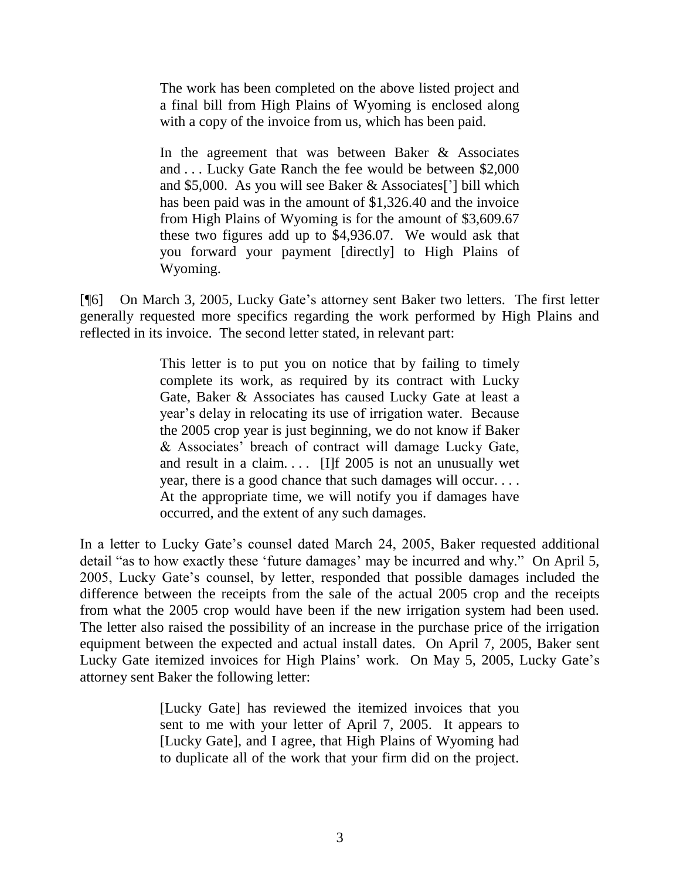> The work has been completed on the above listed project and a final bill from High Plains of Wyoming is enclosed along with a copy of the invoice from us, which has been paid.
>
> In the agreement that was between Baker & Associates and . . . Lucky Gate Ranch the fee would be between $2,000 and $5,000. As you will see Baker & Associates['] bill which has been paid was in the amount of $1,326.40 and the invoice from High Plains of Wyoming is for the amount of $3,609.67 these two figures add up to $4,936.07. We would ask that you forward your payment [directly] to High Plains of Wyoming.

[¶6] On March 3, 2005, Lucky Gate's attorney sent Baker two letters. The first letter generally requested more specifics regarding the work performed by High Plains and reflected in its invoice. The second letter stated, in relevant part:

> This letter is to put you on notice that by failing to timely complete its work, as required by its contract with Lucky Gate, Baker & Associates has caused Lucky Gate at least a year's delay in relocating its use of irrigation water. Because the 2005 crop year is just beginning, we do not know if Baker & Associates' breach of contract will damage Lucky Gate, and result in a claim. . . . [I]f 2005 is not an unusually wet year, there is a good chance that such damages will occur. . . . At the appropriate time, we will notify you if damages have occurred, and the extent of any such damages.

In a letter to Lucky Gate's counsel dated March 24, 2005, Baker requested additional detail "as to how exactly these 'future damages' may be incurred and why." On April 5, 2005, Lucky Gate's counsel, by letter, responded that possible damages included the difference between the receipts from the sale of the actual 2005 crop and the receipts from what the 2005 crop would have been if the new irrigation system had been used. The letter also raised the possibility of an increase in the purchase price of the irrigation equipment between the expected and actual install dates. On April 7, 2005, Baker sent Lucky Gate itemized invoices for High Plains' work. On May 5, 2005, Lucky Gate's attorney sent Baker the following letter:

> [Lucky Gate] has reviewed the itemized invoices that you sent to me with your letter of April 7, 2005. It appears to [Lucky Gate], and I agree, that High Plains of Wyoming had to duplicate all of the work that your firm did on the project.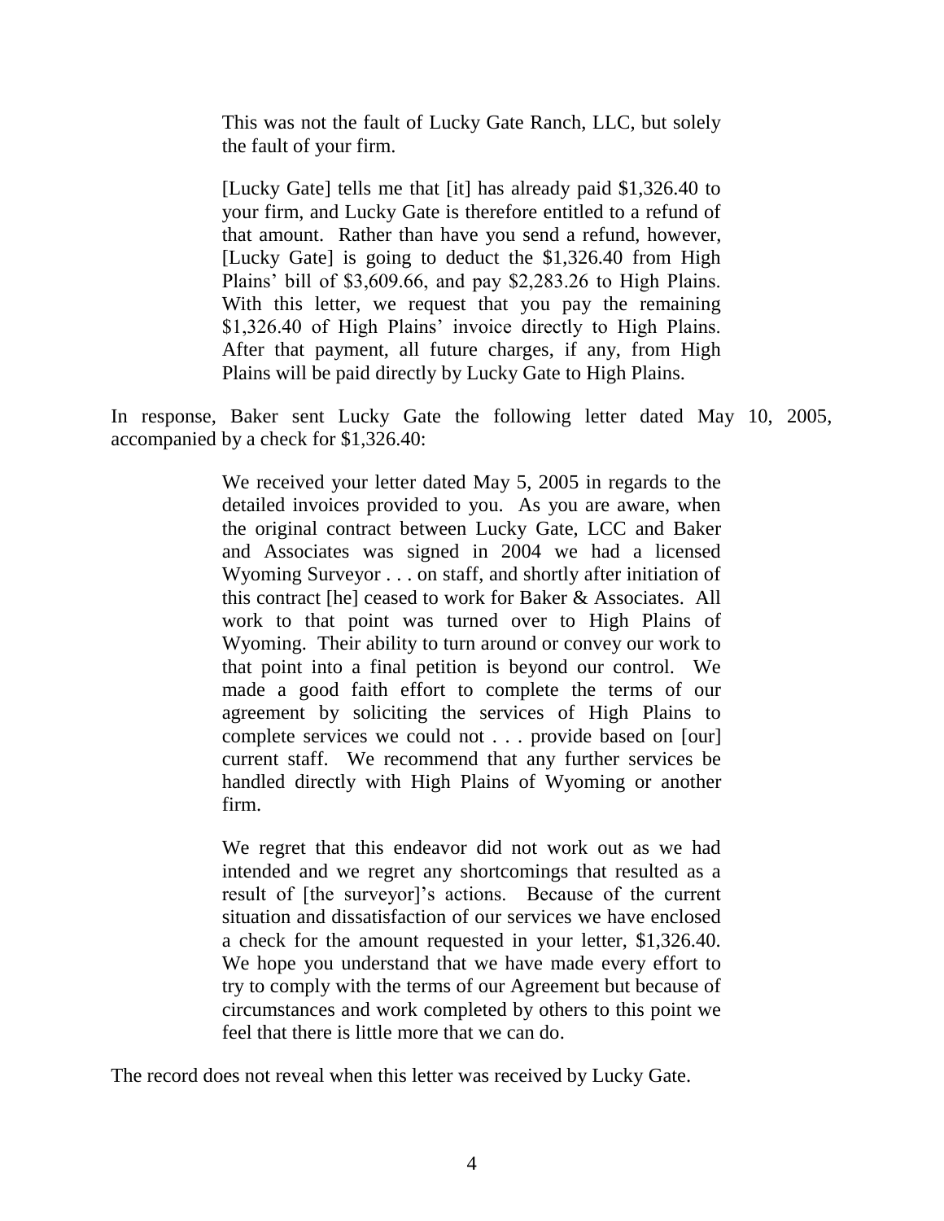> This was not the fault of Lucky Gate Ranch, LLC, but solely the fault of your firm.
>
> [Lucky Gate] tells me that [it] has already paid $1,326.40 to your firm, and Lucky Gate is therefore entitled to a refund of that amount. Rather than have you send a refund, however, [Lucky Gate] is going to deduct the $1,326.40 from High Plains' bill of $3,609.66, and pay $2,283.26 to High Plains. With this letter, we request that you pay the remaining $1,326.40 of High Plains' invoice directly to High Plains. After that payment, all future charges, if any, from High Plains will be paid directly by Lucky Gate to High Plains.

In response, Baker sent Lucky Gate the following letter dated May 10, 2005, accompanied by a check for $1,326.40:

> We received your letter dated May 5, 2005 in regards to the detailed invoices provided to you. As you are aware, when the original contract between Lucky Gate, LCC and Baker and Associates was signed in 2004 we had a licensed Wyoming Surveyor . . . on staff, and shortly after initiation of this contract [he] ceased to work for Baker & Associates. All work to that point was turned over to High Plains of Wyoming. Their ability to turn around or convey our work to that point into a final petition is beyond our control. We made a good faith effort to complete the terms of our agreement by soliciting the services of High Plains to complete services we could not . . . provide based on [our] current staff. We recommend that any further services be handled directly with High Plains of Wyoming or another firm.
>
> We regret that this endeavor did not work out as we had intended and we regret any shortcomings that resulted as a result of [the surveyor]'s actions. Because of the current situation and dissatisfaction of our services we have enclosed a check for the amount requested in your letter, $1,326.40. We hope you understand that we have made every effort to try to comply with the terms of our Agreement but because of circumstances and work completed by others to this point we feel that there is little more that we can do.

The record does not reveal when this letter was received by Lucky Gate.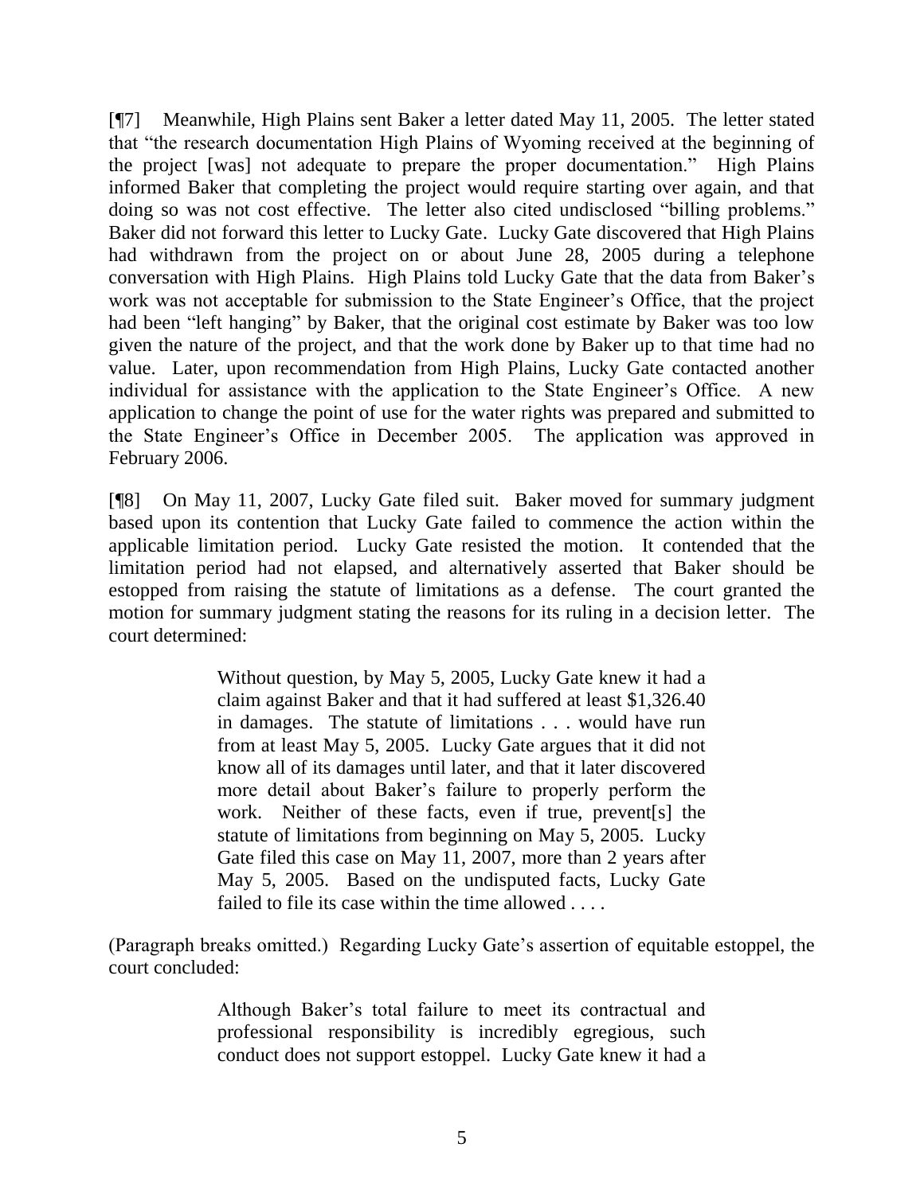[¶7] Meanwhile, High Plains sent Baker a letter dated May 11, 2005. The letter stated that "the research documentation High Plains of Wyoming received at the beginning of the project [was] not adequate to prepare the proper documentation." High Plains informed Baker that completing the project would require starting over again, and that doing so was not cost effective. The letter also cited undisclosed "billing problems." Baker did not forward this letter to Lucky Gate. Lucky Gate discovered that High Plains had withdrawn from the project on or about June 28, 2005 during a telephone conversation with High Plains. High Plains told Lucky Gate that the data from Baker's work was not acceptable for submission to the State Engineer's Office, that the project had been "left hanging" by Baker, that the original cost estimate by Baker was too low given the nature of the project, and that the work done by Baker up to that time had no value. Later, upon recommendation from High Plains, Lucky Gate contacted another individual for assistance with the application to the State Engineer's Office. A new application to change the point of use for the water rights was prepared and submitted to the State Engineer's Office in December 2005. The application was approved in February 2006.

[¶8] On May 11, 2007, Lucky Gate filed suit. Baker moved for summary judgment based upon its contention that Lucky Gate failed to commence the action within the applicable limitation period. Lucky Gate resisted the motion. It contended that the limitation period had not elapsed, and alternatively asserted that Baker should be estopped from raising the statute of limitations as a defense. The court granted the motion for summary judgment stating the reasons for its ruling in a decision letter. The court determined:

> Without question, by May 5, 2005, Lucky Gate knew it had a claim against Baker and that it had suffered at least $1,326.40 in damages. The statute of limitations . . . would have run from at least May 5, 2005. Lucky Gate argues that it did not know all of its damages until later, and that it later discovered more detail about Baker's failure to properly perform the work. Neither of these facts, even if true, prevent[s] the statute of limitations from beginning on May 5, 2005. Lucky Gate filed this case on May 11, 2007, more than 2 years after May 5, 2005. Based on the undisputed facts, Lucky Gate failed to file its case within the time allowed . . . .

(Paragraph breaks omitted.) Regarding Lucky Gate's assertion of equitable estoppel, the court concluded:

> Although Baker's total failure to meet its contractual and professional responsibility is incredibly egregious, such conduct does not support estoppel. Lucky Gate knew it had a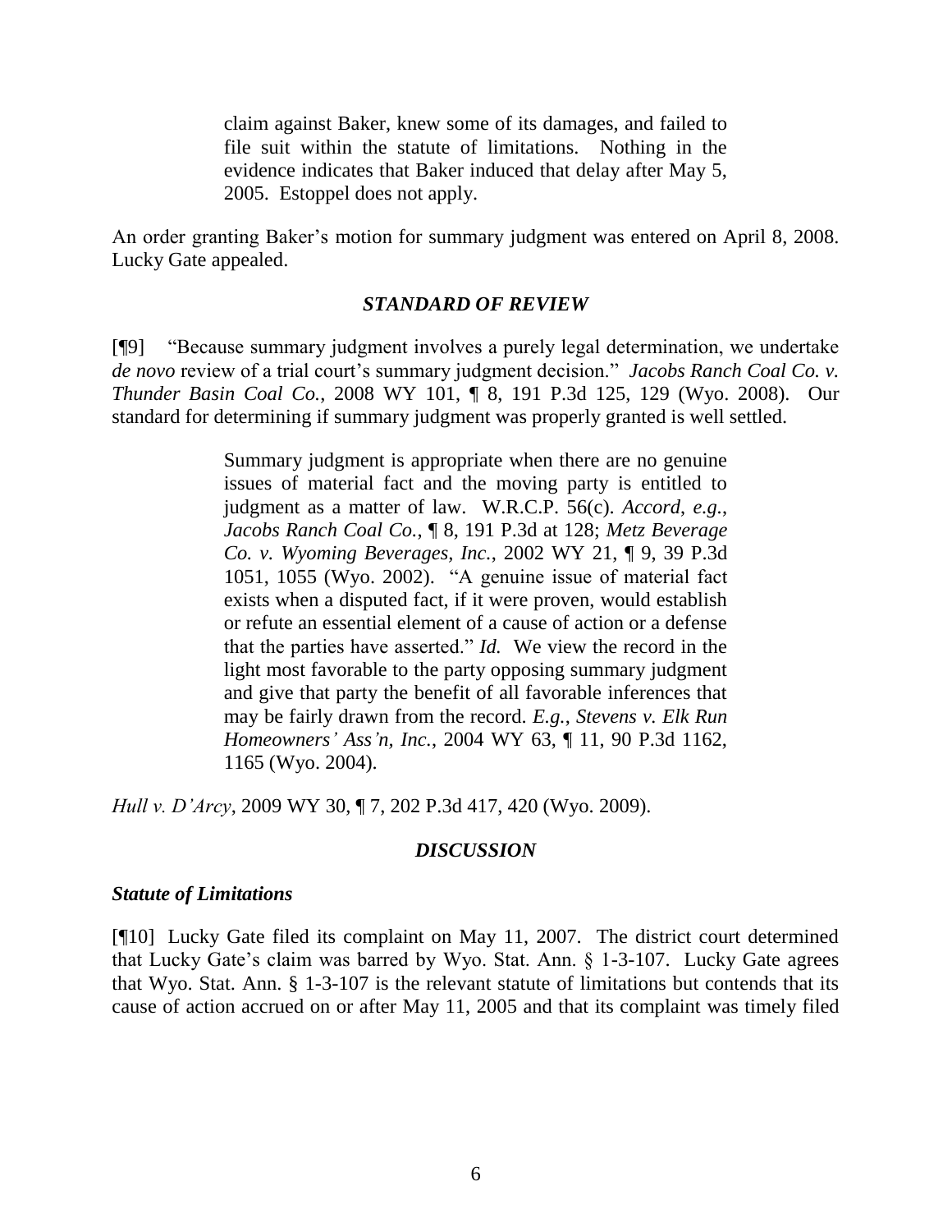> claim against Baker, knew some of its damages, and failed to file suit within the statute of limitations. Nothing in the evidence indicates that Baker induced that delay after May 5, 2005. Estoppel does not apply.

An order granting Baker's motion for summary judgment was entered on April 8, 2008. Lucky Gate appealed.

### *STANDARD OF REVIEW*

[¶9] "Because summary judgment involves a purely legal determination, we undertake *de novo* review of a trial court's summary judgment decision." *Jacobs Ranch Coal Co. v. Thunder Basin Coal Co.*, 2008 WY 101, ¶ 8, 191 P.3d 125, 129 (Wyo. 2008). Our standard for determining if summary judgment was properly granted is well settled.

> Summary judgment is appropriate when there are no genuine issues of material fact and the moving party is entitled to judgment as a matter of law. W.R.C.P. 56(c). *Accord*, *e.g.*, *Jacobs Ranch Coal Co.*, ¶ 8, 191 P.3d at 128; *Metz Beverage Co. v. Wyoming Beverages, Inc.*, 2002 WY 21, ¶ 9, 39 P.3d 1051, 1055 (Wyo. 2002). "A genuine issue of material fact exists when a disputed fact, if it were proven, would establish or refute an essential element of a cause of action or a defense that the parties have asserted." *Id.* We view the record in the light most favorable to the party opposing summary judgment and give that party the benefit of all favorable inferences that may be fairly drawn from the record. *E.g.*, *Stevens v. Elk Run Homeowners' Ass'n, Inc.*, 2004 WY 63, ¶ 11, 90 P.3d 1162, 1165 (Wyo. 2004).

*Hull v. D'Arcy*, 2009 WY 30, ¶ 7, 202 P.3d 417, 420 (Wyo. 2009).

### *DISCUSSION*

#### *Statute of Limitations*

[¶10] Lucky Gate filed its complaint on May 11, 2007. The district court determined that Lucky Gate's claim was barred by Wyo. Stat. Ann. § 1-3-107. Lucky Gate agrees that Wyo. Stat. Ann. § 1-3-107 is the relevant statute of limitations but contends that its cause of action accrued on or after May 11, 2005 and that its complaint was timely filed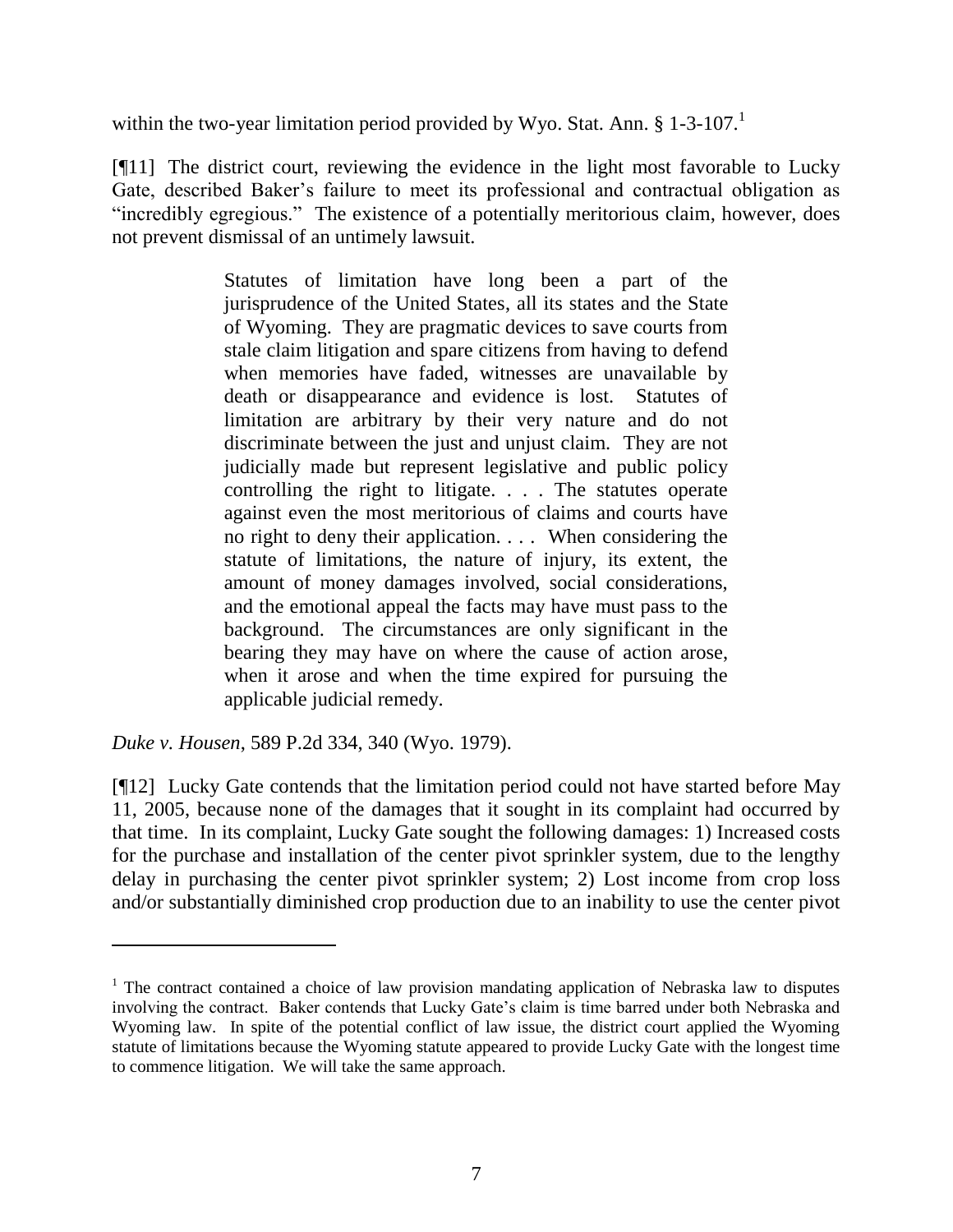within the two-year limitation period provided by Wyo. Stat. Ann. § 1-3-107.[1]

[¶11] The district court, reviewing the evidence in the light most favorable to Lucky Gate, described Baker's failure to meet its professional and contractual obligation as "incredibly egregious." The existence of a potentially meritorious claim, however, does not prevent dismissal of an untimely lawsuit.

> Statutes of limitation have long been a part of the jurisprudence of the United States, all its states and the State of Wyoming. They are pragmatic devices to save courts from stale claim litigation and spare citizens from having to defend when memories have faded, witnesses are unavailable by death or disappearance and evidence is lost. Statutes of limitation are arbitrary by their very nature and do not discriminate between the just and unjust claim. They are not judicially made but represent legislative and public policy controlling the right to litigate. . . . The statutes operate against even the most meritorious of claims and courts have no right to deny their application. . . . When considering the statute of limitations, the nature of injury, its extent, the amount of money damages involved, social considerations, and the emotional appeal the facts may have must pass to the background. The circumstances are only significant in the bearing they may have on where the cause of action arose, when it arose and when the time expired for pursuing the applicable judicial remedy.

*Duke v. Housen*, 589 P.2d 334, 340 (Wyo. 1979).

[¶12] Lucky Gate contends that the limitation period could not have started before May 11, 2005, because none of the damages that it sought in its complaint had occurred by that time. In its complaint, Lucky Gate sought the following damages: 1) Increased costs for the purchase and installation of the center pivot sprinkler system, due to the lengthy delay in purchasing the center pivot sprinkler system; 2) Lost income from crop loss and/or substantially diminished crop production due to an inability to use the center pivot

---

[1] The contract contained a choice of law provision mandating application of Nebraska law to disputes involving the contract. Baker contends that Lucky Gate's claim is time barred under both Nebraska and Wyoming law. In spite of the potential conflict of law issue, the district court applied the Wyoming statute of limitations because the Wyoming statute appeared to provide Lucky Gate with the longest time to commence litigation. We will take the same approach.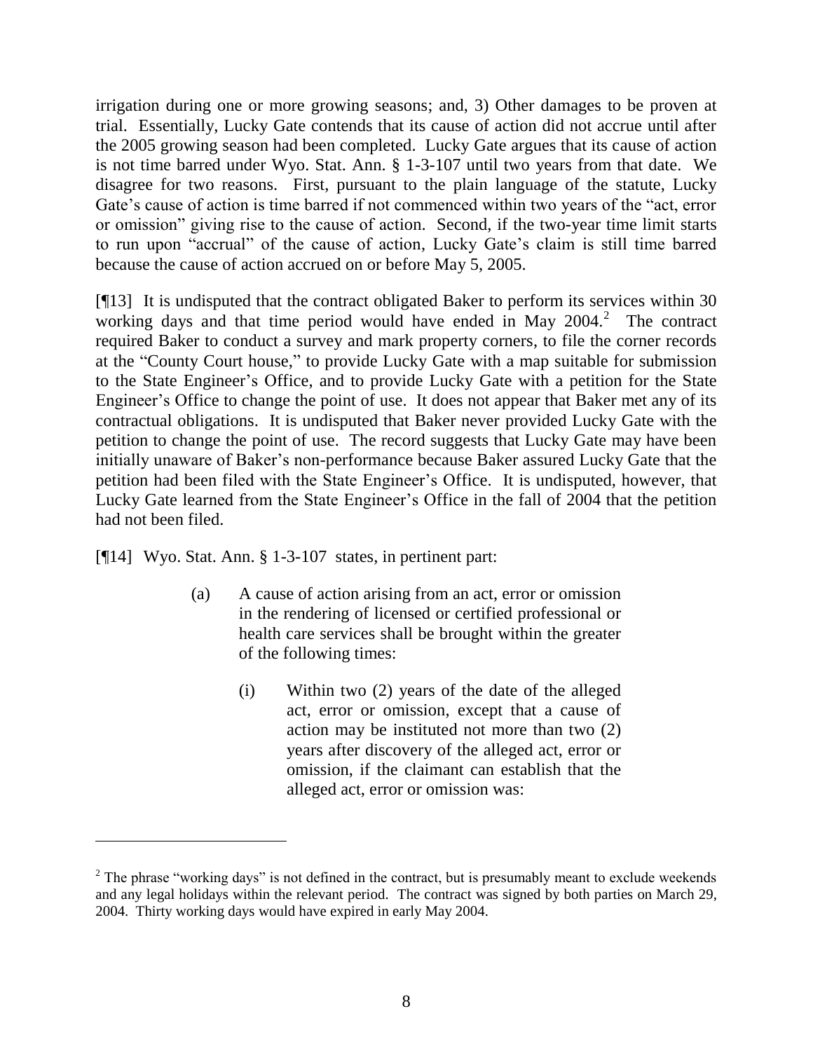irrigation during one or more growing seasons; and, 3) Other damages to be proven at trial. Essentially, Lucky Gate contends that its cause of action did not accrue until after the 2005 growing season had been completed. Lucky Gate argues that its cause of action is not time barred under Wyo. Stat. Ann. § 1-3-107 until two years from that date. We disagree for two reasons. First, pursuant to the plain language of the statute, Lucky Gate's cause of action is time barred if not commenced within two years of the "act, error or omission" giving rise to the cause of action. Second, if the two-year time limit starts to run upon "accrual" of the cause of action, Lucky Gate's claim is still time barred because the cause of action accrued on or before May 5, 2005.

[¶13] It is undisputed that the contract obligated Baker to perform its services within 30 working days and that time period would have ended in May 2004.[2] The contract required Baker to conduct a survey and mark property corners, to file the corner records at the "County Court house," to provide Lucky Gate with a map suitable for submission to the State Engineer's Office, and to provide Lucky Gate with a petition for the State Engineer's Office to change the point of use. It does not appear that Baker met any of its contractual obligations. It is undisputed that Baker never provided Lucky Gate with the petition to change the point of use. The record suggests that Lucky Gate may have been initially unaware of Baker's non-performance because Baker assured Lucky Gate that the petition had been filed with the State Engineer's Office. It is undisputed, however, that Lucky Gate learned from the State Engineer's Office in the fall of 2004 that the petition had not been filed.

[¶14] Wyo. Stat. Ann. § 1-3-107 states, in pertinent part:

> (a) A cause of action arising from an act, error or omission in the rendering of licensed or certified professional or health care services shall be brought within the greater of the following times:
>
> (i) Within two (2) years of the date of the alleged act, error or omission, except that a cause of action may be instituted not more than two (2) years after discovery of the alleged act, error or omission, if the claimant can establish that the alleged act, error or omission was:

---

[2] The phrase "working days" is not defined in the contract, but is presumably meant to exclude weekends and any legal holidays within the relevant period. The contract was signed by both parties on March 29, 2004. Thirty working days would have expired in early May 2004.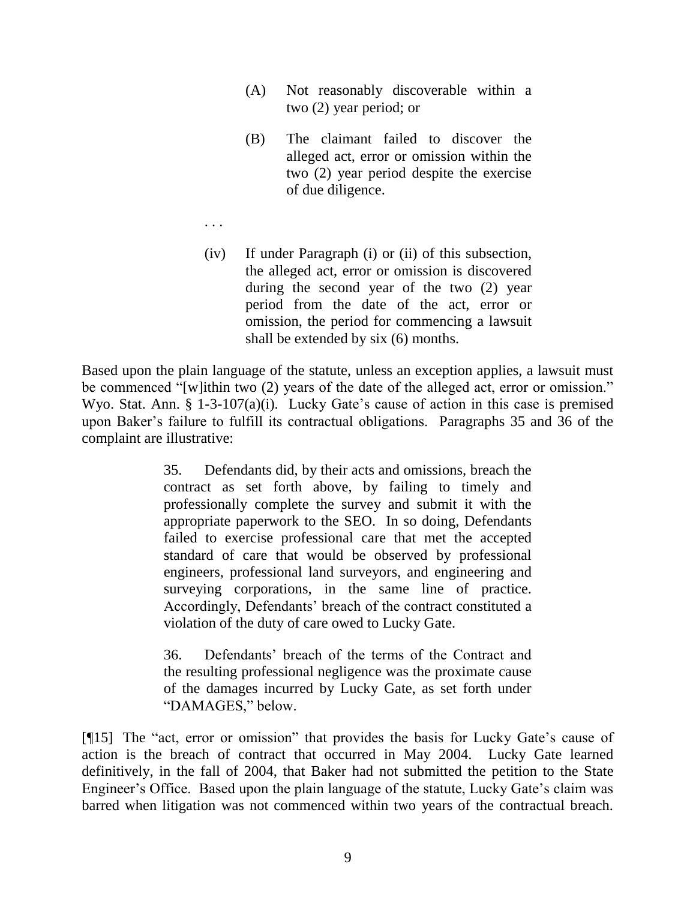> (A) Not reasonably discoverable within a two (2) year period; or
>
> (B) The claimant failed to discover the alleged act, error or omission within the two (2) year period despite the exercise of due diligence.
>
> . . .
>
> (iv) If under Paragraph (i) or (ii) of this subsection, the alleged act, error or omission is discovered during the second year of the two (2) year period from the date of the act, error or omission, the period for commencing a lawsuit shall be extended by six (6) months.

Based upon the plain language of the statute, unless an exception applies, a lawsuit must be commenced "[w]ithin two (2) years of the date of the alleged act, error or omission." Wyo. Stat. Ann. § 1-3-107(a)(i). Lucky Gate's cause of action in this case is premised upon Baker's failure to fulfill its contractual obligations. Paragraphs 35 and 36 of the complaint are illustrative:

> 35. Defendants did, by their acts and omissions, breach the contract as set forth above, by failing to timely and professionally complete the survey and submit it with the appropriate paperwork to the SEO. In so doing, Defendants failed to exercise professional care that met the accepted standard of care that would be observed by professional engineers, professional land surveyors, and engineering and surveying corporations, in the same line of practice. Accordingly, Defendants' breach of the contract constituted a violation of the duty of care owed to Lucky Gate.
>
> 36. Defendants' breach of the terms of the Contract and the resulting professional negligence was the proximate cause of the damages incurred by Lucky Gate, as set forth under "DAMAGES," below.

[¶15] The "act, error or omission" that provides the basis for Lucky Gate's cause of action is the breach of contract that occurred in May 2004. Lucky Gate learned definitively, in the fall of 2004, that Baker had not submitted the petition to the State Engineer's Office. Based upon the plain language of the statute, Lucky Gate's claim was barred when litigation was not commenced within two years of the contractual breach.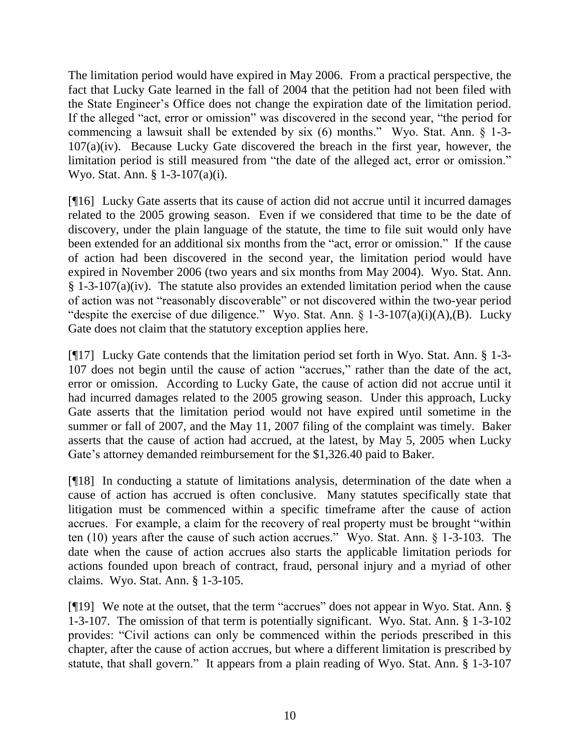The limitation period would have expired in May 2006. From a practical perspective, the fact that Lucky Gate learned in the fall of 2004 that the petition had not been filed with the State Engineer's Office does not change the expiration date of the limitation period. If the alleged "act, error or omission" was discovered in the second year, "the period for commencing a lawsuit shall be extended by six (6) months." Wyo. Stat. Ann. § 1-3-107(a)(iv). Because Lucky Gate discovered the breach in the first year, however, the limitation period is still measured from "the date of the alleged act, error or omission." Wyo. Stat. Ann. § 1-3-107(a)(i).

[¶16] Lucky Gate asserts that its cause of action did not accrue until it incurred damages related to the 2005 growing season. Even if we considered that time to be the date of discovery, under the plain language of the statute, the time to file suit would only have been extended for an additional six months from the "act, error or omission." If the cause of action had been discovered in the second year, the limitation period would have expired in November 2006 (two years and six months from May 2004). Wyo. Stat. Ann. § 1-3-107(a)(iv). The statute also provides an extended limitation period when the cause of action was not "reasonably discoverable" or not discovered within the two-year period "despite the exercise of due diligence." Wyo. Stat. Ann. § 1-3-107(a)(i)(A),(B). Lucky Gate does not claim that the statutory exception applies here.

[¶17] Lucky Gate contends that the limitation period set forth in Wyo. Stat. Ann. § 1-3-107 does not begin until the cause of action "accrues," rather than the date of the act, error or omission. According to Lucky Gate, the cause of action did not accrue until it had incurred damages related to the 2005 growing season. Under this approach, Lucky Gate asserts that the limitation period would not have expired until sometime in the summer or fall of 2007, and the May 11, 2007 filing of the complaint was timely. Baker asserts that the cause of action had accrued, at the latest, by May 5, 2005 when Lucky Gate's attorney demanded reimbursement for the $1,326.40 paid to Baker.

[¶18] In conducting a statute of limitations analysis, determination of the date when a cause of action has accrued is often conclusive. Many statutes specifically state that litigation must be commenced within a specific timeframe after the cause of action accrues. For example, a claim for the recovery of real property must be brought "within ten (10) years after the cause of such action accrues." Wyo. Stat. Ann. § 1-3-103. The date when the cause of action accrues also starts the applicable limitation periods for actions founded upon breach of contract, fraud, personal injury and a myriad of other claims. Wyo. Stat. Ann. § 1-3-105.

[¶19] We note at the outset, that the term "accrues" does not appear in Wyo. Stat. Ann. § 1-3-107. The omission of that term is potentially significant. Wyo. Stat. Ann. § 1-3-102 provides: "Civil actions can only be commenced within the periods prescribed in this chapter, after the cause of action accrues, but where a different limitation is prescribed by statute, that shall govern." It appears from a plain reading of Wyo. Stat. Ann. § 1-3-107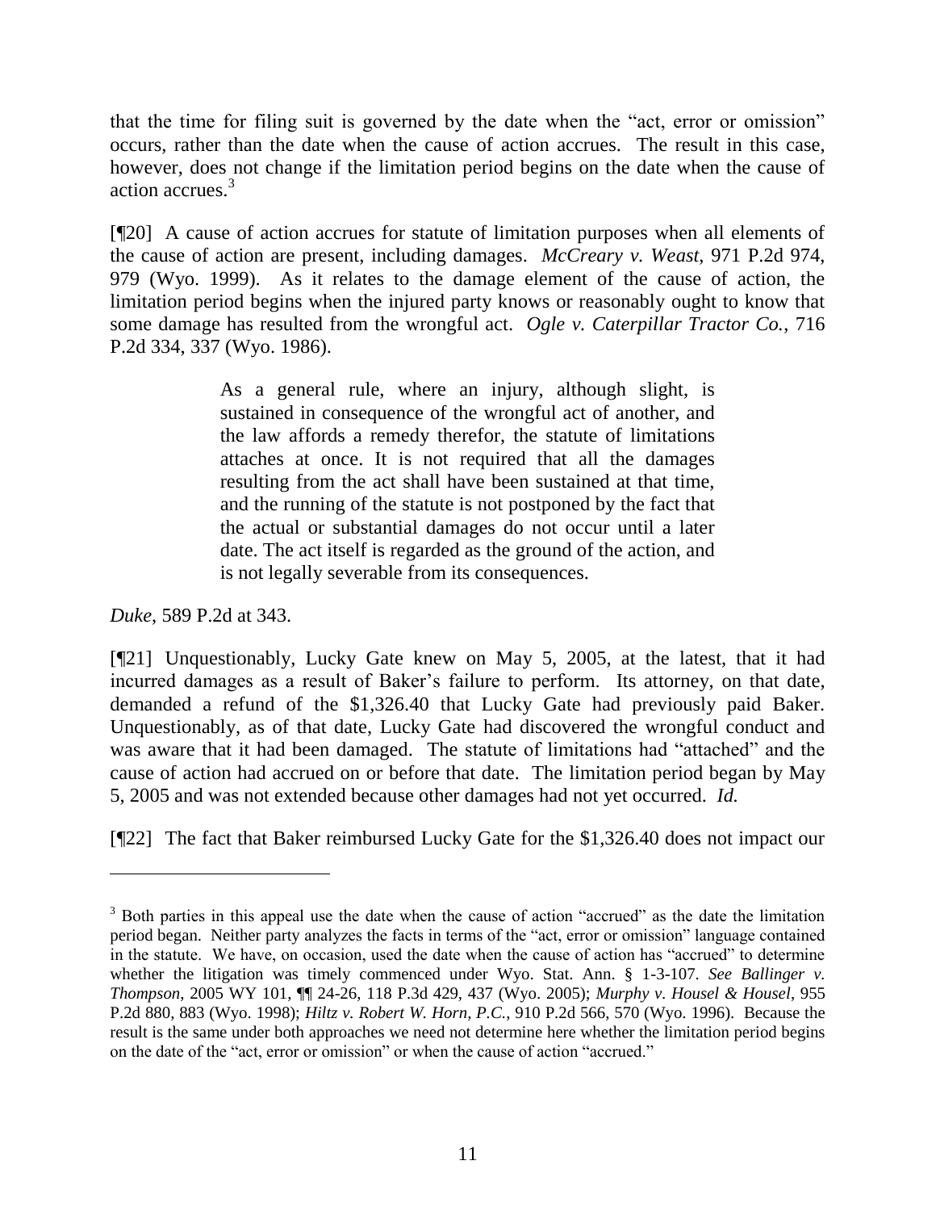that the time for filing suit is governed by the date when the "act, error or omission" occurs, rather than the date when the cause of action accrues. The result in this case, however, does not change if the limitation period begins on the date when the cause of action accrues.[3]

[¶20] A cause of action accrues for statute of limitation purposes when all elements of the cause of action are present, including damages. *McCreary v. Weast*, 971 P.2d 974, 979 (Wyo. 1999). As it relates to the damage element of the cause of action, the limitation period begins when the injured party knows or reasonably ought to know that some damage has resulted from the wrongful act. *Ogle v. Caterpillar Tractor Co.*, 716 P.2d 334, 337 (Wyo. 1986).

> As a general rule, where an injury, although slight, is sustained in consequence of the wrongful act of another, and the law affords a remedy therefor, the statute of limitations attaches at once. It is not required that all the damages resulting from the act shall have been sustained at that time, and the running of the statute is not postponed by the fact that the actual or substantial damages do not occur until a later date. The act itself is regarded as the ground of the action, and is not legally severable from its consequences.

*Duke*, 589 P.2d at 343.

[¶21] Unquestionably, Lucky Gate knew on May 5, 2005, at the latest, that it had incurred damages as a result of Baker's failure to perform. Its attorney, on that date, demanded a refund of the $1,326.40 that Lucky Gate had previously paid Baker. Unquestionably, as of that date, Lucky Gate had discovered the wrongful conduct and was aware that it had been damaged. The statute of limitations had "attached" and the cause of action had accrued on or before that date. The limitation period began by May 5, 2005 and was not extended because other damages had not yet occurred. *Id.*

[¶22] The fact that Baker reimbursed Lucky Gate for the $1,326.40 does not impact our

---

[3] Both parties in this appeal use the date when the cause of action "accrued" as the date the limitation period began. Neither party analyzes the facts in terms of the "act, error or omission" language contained in the statute. We have, on occasion, used the date when the cause of action has "accrued" to determine whether the litigation was timely commenced under Wyo. Stat. Ann. § 1-3-107. *See Ballinger v. Thompson*, 2005 WY 101, ¶¶ 24-26, 118 P.3d 429, 437 (Wyo. 2005); *Murphy v. Housel & Housel*, 955 P.2d 880, 883 (Wyo. 1998); *Hiltz v. Robert W. Horn, P.C.*, 910 P.2d 566, 570 (Wyo. 1996). Because the result is the same under both approaches we need not determine here whether the limitation period begins on the date of the "act, error or omission" or when the cause of action "accrued."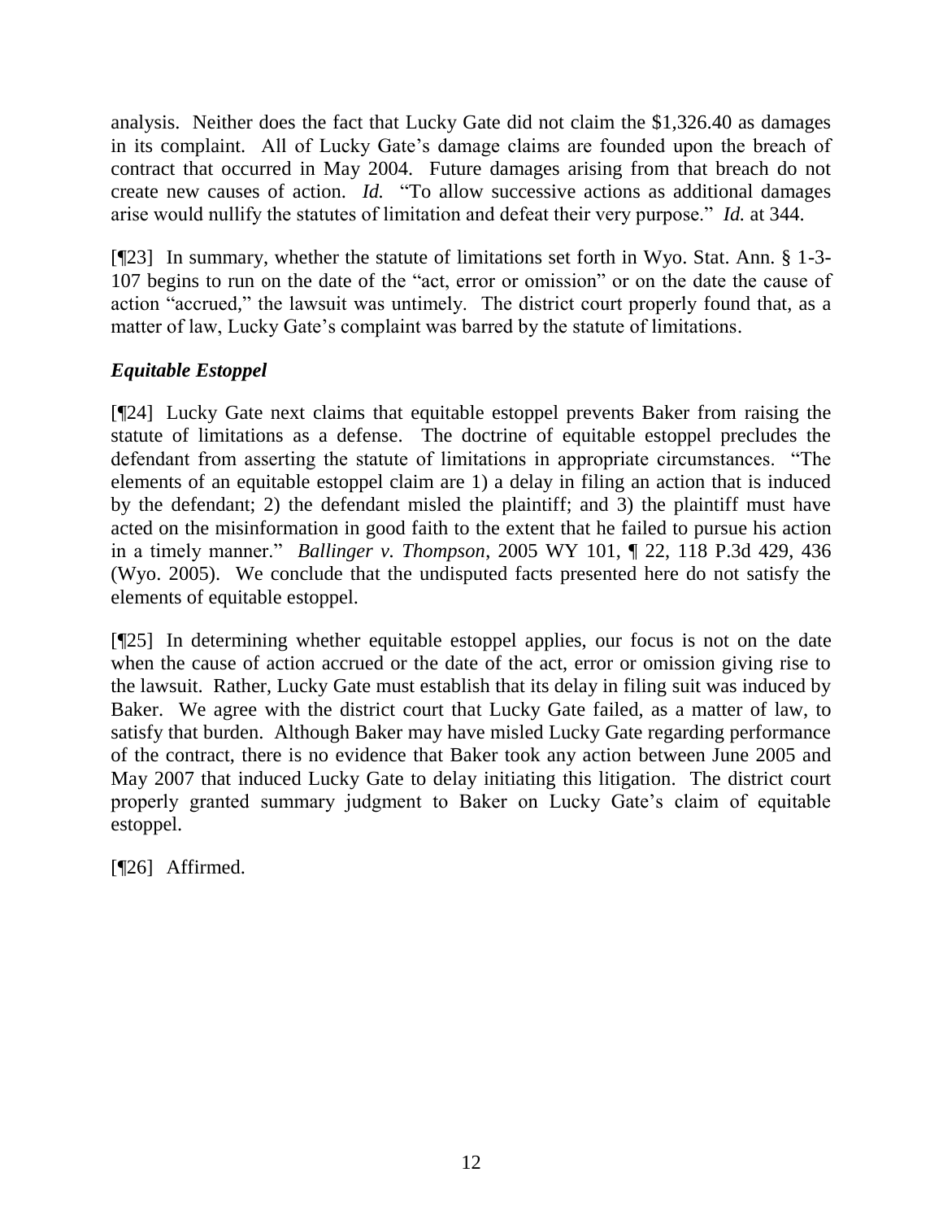analysis. Neither does the fact that Lucky Gate did not claim the $1,326.40 as damages in its complaint. All of Lucky Gate's damage claims are founded upon the breach of contract that occurred in May 2004. Future damages arising from that breach do not create new causes of action. *Id.* "To allow successive actions as additional damages arise would nullify the statutes of limitation and defeat their very purpose." *Id.* at 344.

[¶23] In summary, whether the statute of limitations set forth in Wyo. Stat. Ann. § 1-3-107 begins to run on the date of the "act, error or omission" or on the date the cause of action "accrued," the lawsuit was untimely. The district court properly found that, as a matter of law, Lucky Gate's complaint was barred by the statute of limitations.

### *Equitable Estoppel*

[¶24] Lucky Gate next claims that equitable estoppel prevents Baker from raising the statute of limitations as a defense. The doctrine of equitable estoppel precludes the defendant from asserting the statute of limitations in appropriate circumstances. "The elements of an equitable estoppel claim are 1) a delay in filing an action that is induced by the defendant; 2) the defendant misled the plaintiff; and 3) the plaintiff must have acted on the misinformation in good faith to the extent that he failed to pursue his action in a timely manner." *Ballinger v. Thompson*, 2005 WY 101, ¶ 22, 118 P.3d 429, 436 (Wyo. 2005). We conclude that the undisputed facts presented here do not satisfy the elements of equitable estoppel.

[¶25] In determining whether equitable estoppel applies, our focus is not on the date when the cause of action accrued or the date of the act, error or omission giving rise to the lawsuit. Rather, Lucky Gate must establish that its delay in filing suit was induced by Baker. We agree with the district court that Lucky Gate failed, as a matter of law, to satisfy that burden. Although Baker may have misled Lucky Gate regarding performance of the contract, there is no evidence that Baker took any action between June 2005 and May 2007 that induced Lucky Gate to delay initiating this litigation. The district court properly granted summary judgment to Baker on Lucky Gate's claim of equitable estoppel.

[¶26] Affirmed.